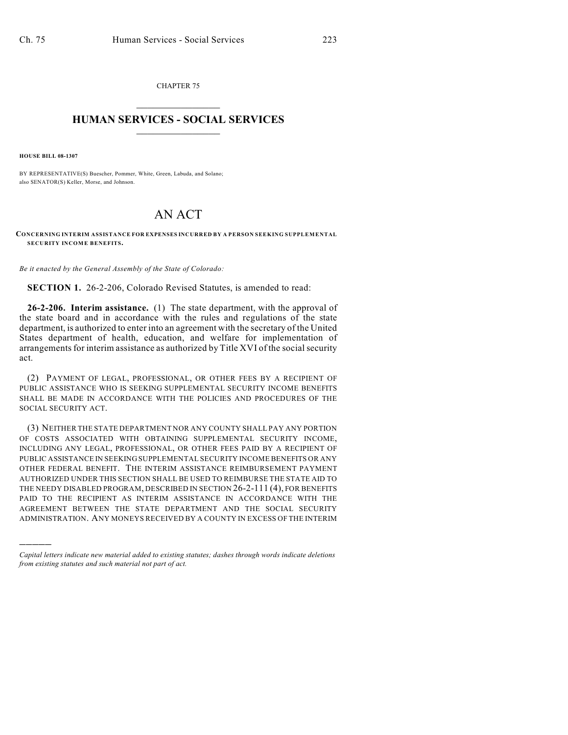CHAPTER 75

# HUMAN SERVICES - SOCIAL SERVICES

**HOUSE BILL 08-1307**

BY REPRESENTATIVE(S) Buescher, Pommer, White, Green, Labuda, and Solano; also SENATOR(S) Keller, Morse, and Johnson.

# AN ACT

**CONCERNING INTERIM ASSISTANCE FOR EXPENSES INCURRED BY A PERSON SEEKING SUPPLEMENTAL SECURITY INCOME BENEFITS.**

*Be it enacted by the General Assembly of the State of Colorado:*

**SECTION 1.** 26-2-206, Colorado Revised Statutes, is amended to read:

**26-2-206. Interim assistance.** (1) The state department, with the approval of the state board and in accordance with the rules and regulations of the state department, is authorized to enter into an agreement with the secretary of the United States department of health, education, and welfare for implementation of arrangements for interim assistance as authorized by Title XVI of the social security act.

(2) PAYMENT OF LEGAL, PROFESSIONAL, OR OTHER FEES BY A RECIPIENT OF PUBLIC ASSISTANCE WHO IS SEEKING SUPPLEMENTAL SECURITY INCOME BENEFITS SHALL BE MADE IN ACCORDANCE WITH THE POLICIES AND PROCEDURES OF THE SOCIAL SECURITY ACT.

(3) NEITHER THE STATE DEPARTMENT NOR ANY COUNTY SHALL PAY ANY PORTION OF COSTS ASSOCIATED WITH OBTAINING SUPPLEMENTAL SECURITY INCOME, INCLUDING ANY LEGAL, PROFESSIONAL, OR OTHER FEES PAID BY A RECIPIENT OF PUBLIC ASSISTANCE IN SEEKING SUPPLEMENTAL SECURITY INCOME BENEFITS OR ANY OTHER FEDERAL BENEFIT. THE INTERIM ASSISTANCE REIMBURSEMENT PAYMENT AUTHORIZED UNDER THIS SECTION SHALL BE USED TO REIMBURSE THE STATE AID TO THE NEEDY DISABLED PROGRAM, DESCRIBED IN SECTION 26-2-111 (4), FOR BENEFITS PAID TO THE RECIPIENT AS INTERIM ASSISTANCE IN ACCORDANCE WITH THE AGREEMENT BETWEEN THE STATE DEPARTMENT AND THE SOCIAL SECURITY ADMINISTRATION. ANY MONEYS RECEIVED BY A COUNTY IN EXCESS OF THE INTERIM

---

*Capital letters indicate new material added to existing statutes; dashes through words indicate deletions from existing statutes and such material not part of act.*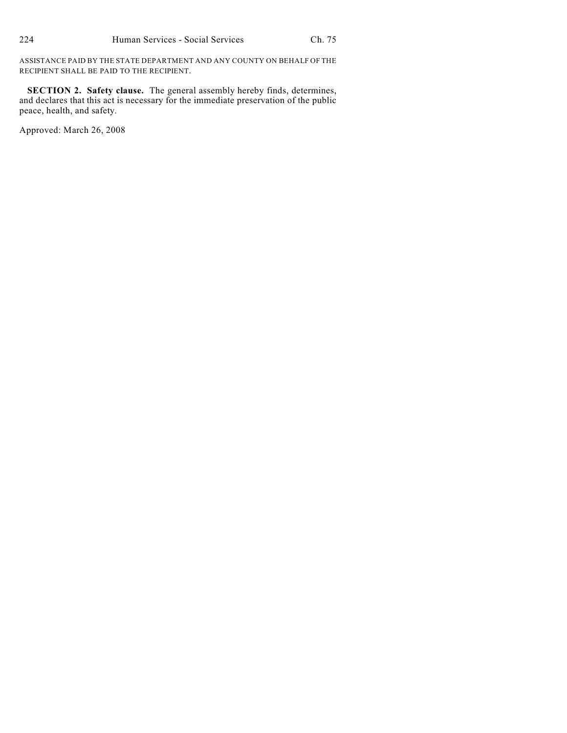ASSISTANCE PAID BY THE STATE DEPARTMENT AND ANY COUNTY ON BEHALF OF THE RECIPIENT SHALL BE PAID TO THE RECIPIENT.

**SECTION 2. Safety clause.** The general assembly hereby finds, determines, and declares that this act is necessary for the immediate preservation of the public peace, health, and safety.

Approved: March 26, 2008